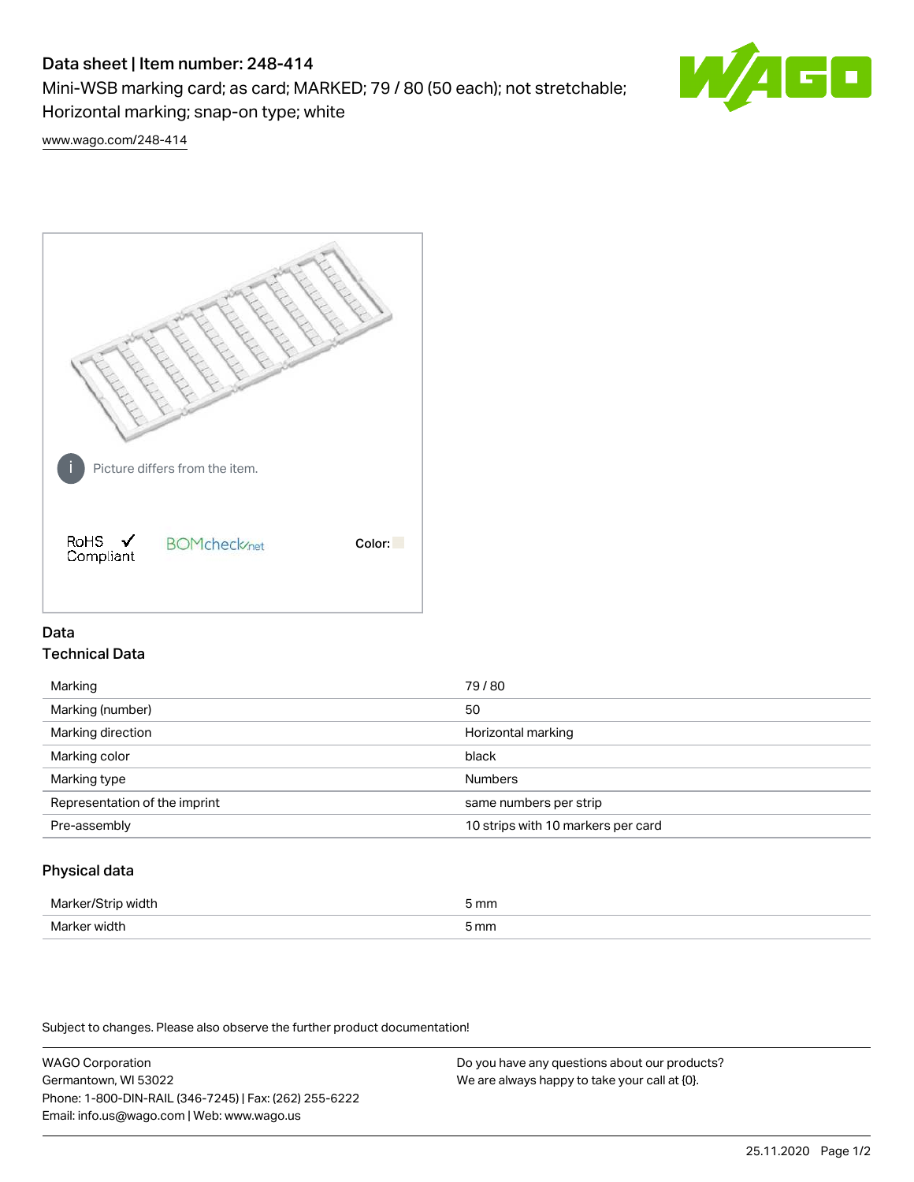# Data sheet | Item number: 248-414

Mini-WSB marking card; as card; MARKED; 79 / 80 (50 each); not stretchable; Horizontal marking; snap-on type; white

www.wago.com/248-414

Picture differs from the item.

RoHS ✓ Compliant

BOMcheck.net

Color:

## Data

### Technical Data

| Marking | 79 / 80 |
|---|---|
| Marking (number) | 50 |
| Marking direction | Horizontal marking |
| Marking color | black |
| Marking type | Numbers |
| Representation of the imprint | same numbers per strip |
| Pre-assembly | 10 strips with 10 markers per card |

### Physical data

| Marker/Strip width | 5 mm |
|---|---|
| Marker width | 5 mm |

Subject to changes. Please also observe the further product documentation!

WAGO Corporation
Germantown, WI 53022
Phone: 1-800-DIN-RAIL (346-7245) | Fax: (262) 255-6222
Email: info.us@wago.com | Web: www.wago.us

Do you have any questions about our products?
We are always happy to take your call at {0}.

25.11.2020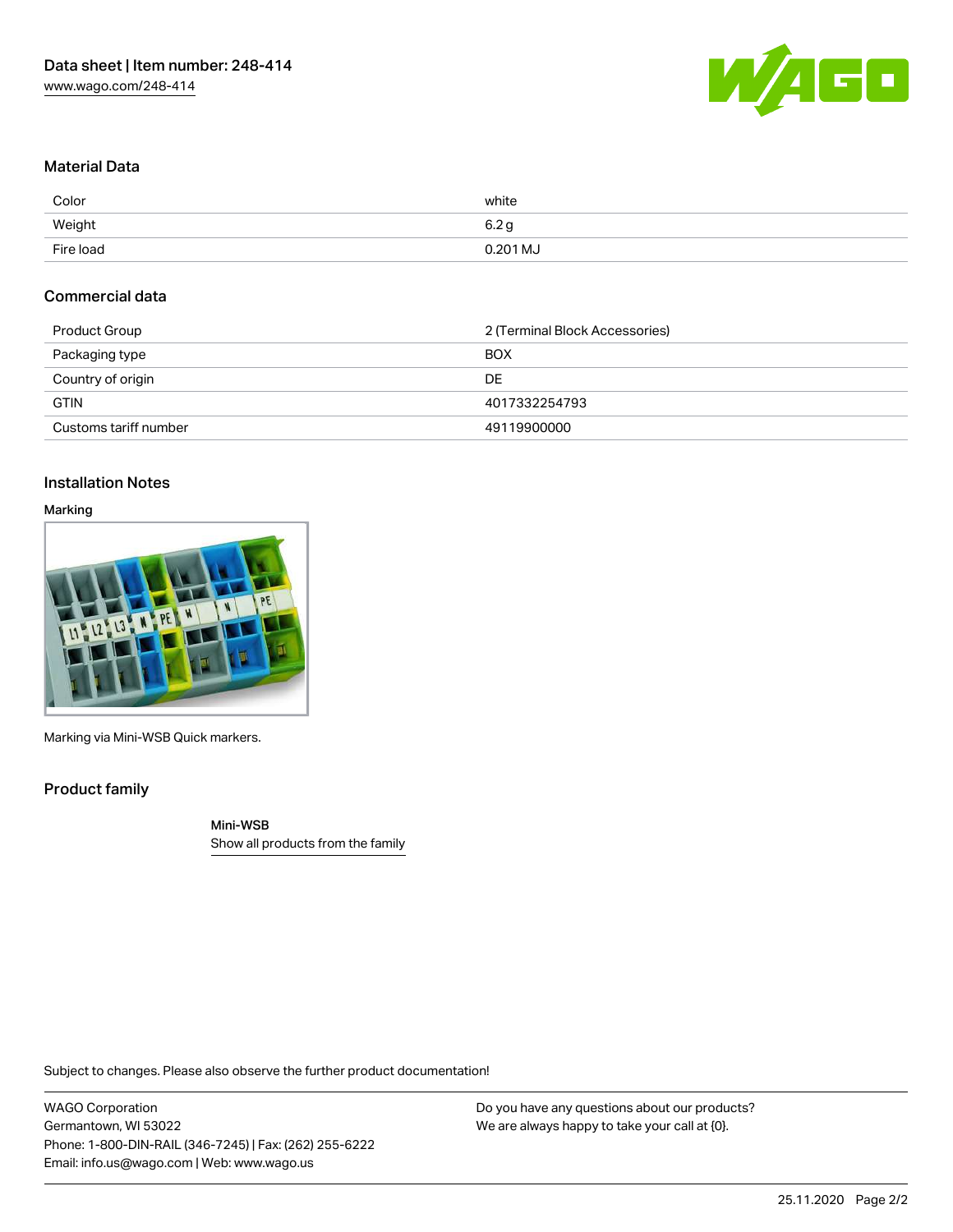## Material Data

| | |
|---|---|
| Color | white |
| Weight | 6.2 g |
| Fire load | 0.201 MJ |

## Commercial data

| | |
|---|---|
| Product Group | 2 (Terminal Block Accessories) |
| Packaging type | BOX |
| Country of origin | DE |
| GTIN | 4017332254793 |
| Customs tariff number | 49119900000 |

## Installation Notes

### Marking

Marking via Mini-WSB Quick markers.

## Product family

Mini-WSB
Show all products from the family

Subject to changes. Please also observe the further product documentation!

WAGO Corporation
Germantown, WI 53022
Phone: 1-800-DIN-RAIL (346-7245) | Fax: (262) 255-6222
Email: info.us@wago.com | Web: www.wago.us

Do you have any questions about our products?
We are always happy to take your call at {0}.